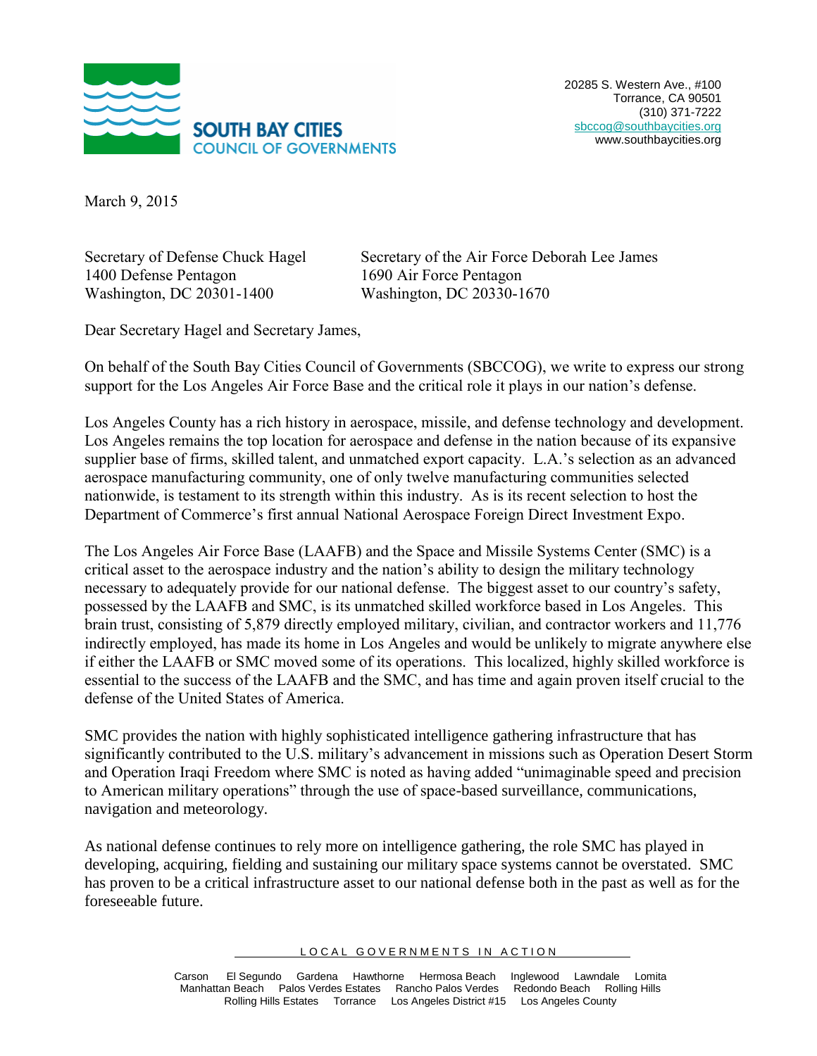**SOUTH BAY CITIES**
**COUNCIL OF GOVERNMENTS**

20285 S. Western Ave., #100
Torrance, CA 90501
(310) 371-7222
sbccog@southbaycities.org
www.southbaycities.org

March 9, 2015

Secretary of Defense Chuck Hagel
1400 Defense Pentagon
Washington, DC 20301-1400

Secretary of the Air Force Deborah Lee James
1690 Air Force Pentagon
Washington, DC 20330-1670

Dear Secretary Hagel and Secretary James,

On behalf of the South Bay Cities Council of Governments (SBCCOG), we write to express our strong support for the Los Angeles Air Force Base and the critical role it plays in our nation's defense.

Los Angeles County has a rich history in aerospace, missile, and defense technology and development. Los Angeles remains the top location for aerospace and defense in the nation because of its expansive supplier base of firms, skilled talent, and unmatched export capacity. L.A.'s selection as an advanced aerospace manufacturing community, one of only twelve manufacturing communities selected nationwide, is testament to its strength within this industry. As is its recent selection to host the Department of Commerce's first annual National Aerospace Foreign Direct Investment Expo.

The Los Angeles Air Force Base (LAAFB) and the Space and Missile Systems Center (SMC) is a critical asset to the aerospace industry and the nation's ability to design the military technology necessary to adequately provide for our national defense. The biggest asset to our country's safety, possessed by the LAAFB and SMC, is its unmatched skilled workforce based in Los Angeles. This brain trust, consisting of 5,879 directly employed military, civilian, and contractor workers and 11,776 indirectly employed, has made its home in Los Angeles and would be unlikely to migrate anywhere else if either the LAAFB or SMC moved some of its operations. This localized, highly skilled workforce is essential to the success of the LAAFB and the SMC, and has time and again proven itself crucial to the defense of the United States of America.

SMC provides the nation with highly sophisticated intelligence gathering infrastructure that has significantly contributed to the U.S. military's advancement in missions such as Operation Desert Storm and Operation Iraqi Freedom where SMC is noted as having added "unimaginable speed and precision to American military operations" through the use of space-based surveillance, communications, navigation and meteorology.

As national defense continues to rely more on intelligence gathering, the role SMC has played in developing, acquiring, fielding and sustaining our military space systems cannot be overstated. SMC has proven to be a critical infrastructure asset to our national defense both in the past as well as for the foreseeable future.

LOCAL GOVERNMENTS IN ACTION

Carson El Segundo Gardena Hawthorne Hermosa Beach Inglewood Lawndale Lomita Manhattan Beach Palos Verdes Estates Rancho Palos Verdes Redondo Beach Rolling Hills Rolling Hills Estates Torrance Los Angeles District #15 Los Angeles County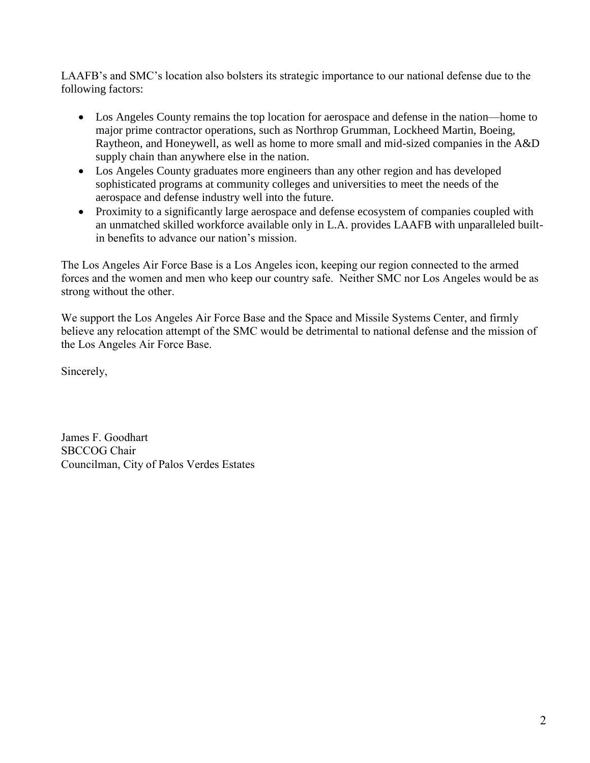LAAFB's and SMC's location also bolsters its strategic importance to our national defense due to the following factors:

- Los Angeles County remains the top location for aerospace and defense in the nation—home to major prime contractor operations, such as Northrop Grumman, Lockheed Martin, Boeing, Raytheon, and Honeywell, as well as home to more small and mid-sized companies in the A&D supply chain than anywhere else in the nation.
- Los Angeles County graduates more engineers than any other region and has developed sophisticated programs at community colleges and universities to meet the needs of the aerospace and defense industry well into the future.
- Proximity to a significantly large aerospace and defense ecosystem of companies coupled with an unmatched skilled workforce available only in L.A. provides LAAFB with unparalleled built-in benefits to advance our nation's mission.

The Los Angeles Air Force Base is a Los Angeles icon, keeping our region connected to the armed forces and the women and men who keep our country safe. Neither SMC nor Los Angeles would be as strong without the other.

We support the Los Angeles Air Force Base and the Space and Missile Systems Center, and firmly believe any relocation attempt of the SMC would be detrimental to national defense and the mission of the Los Angeles Air Force Base.

Sincerely,

James F. Goodhart
SBCCOG Chair
Councilman, City of Palos Verdes Estates